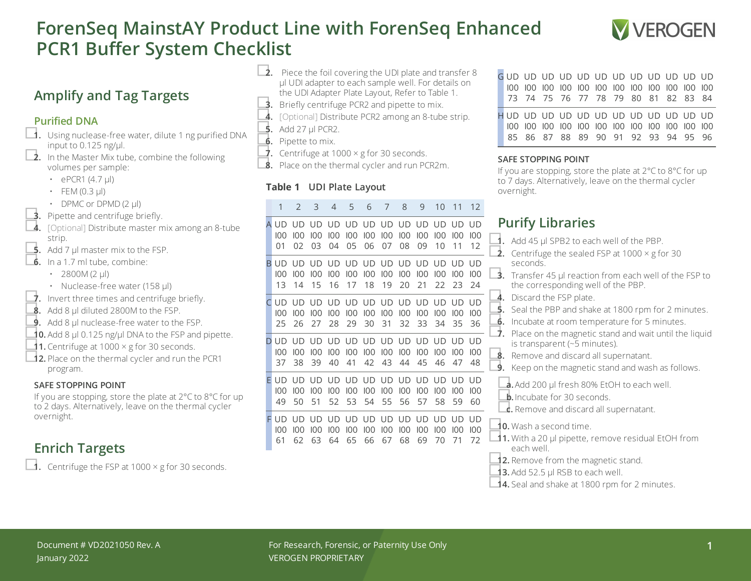# ForenSeq MainstAY Product Line with ForenSeq Enhanced PCR1 Buffer System Checklist

## Amplify and Tag Targets

### Purified DNA

- [ ] **1.** Using nuclease-free water, dilute 1 ng purified DNA input to 0.125 ng/µl.
- [ ] **2.** In the Master Mix tube, combine the following volumes per sample:
  - ePCR1 (4.7 µl)
  - FEM (0.3 µl)
  - DPMC or DPMD (2 µl)
- [ ] **3.** Pipette and centrifuge briefly.
- [ ] **4.** [Optional] Distribute master mix among an 8-tube strip.
- [ ] **5.** Add 7 µl master mix to the FSP.
- [ ] **6.** In a 1.7 ml tube, combine:
  - 2800M (2 µl)
  - Nuclease-free water (158 µl)
- [ ] **7.** Invert three times and centrifuge briefly.
- [ ] **8.** Add 8 µl diluted 2800M to the FSP.
- [ ] **9.** Add 8 µl nuclease-free water to the FSP.
- [ ] **10.** Add 8 µl 0.125 ng/µl DNA to the FSP and pipette.
- [ ] **11.** Centrifuge at 1000 × g for 30 seconds.
- [ ] **12.** Place on the thermal cycler and run the PCR1 program.

#### SAFE STOPPING POINT

If you are stopping, store the plate at 2°C to 8°C for up to 2 days. Alternatively, leave on the thermal cycler overnight.

## Enrich Targets

- [ ] **1.** Centrifuge the FSP at 1000 × g for 30 seconds.
- [ ] **2.** Piece the foil covering the UDI plate and transfer 8 µl UDI adapter to each sample well. For details on the UDI Adapter Plate Layout, Refer to Table 1.
- [ ] **3.** Briefly centrifuge PCR2 and pipette to mix.
- [ ] **4.** [Optional] Distribute PCR2 among an 8-tube strip.
- [ ] **5.** Add 27 µl PCR2.
- [ ] **6.** Pipette to mix.
- [ ] **7.** Centrifuge at 1000 × g for 30 seconds.
- [ ] **8.** Place on the thermal cycler and run PCR2m.

**Table 1 UDI Plate Layout**

| | 1 | 2 | 3 | 4 | 5 | 6 | 7 | 8 | 9 | 10 | 11 | 12 |
|---|---|---|---|---|---|---|---|---|---|---|---|---|
| A | UDI001 | UDI002 | UDI003 | UDI004 | UDI005 | UDI006 | UDI007 | UDI008 | UDI009 | UDI010 | UDI011 | UDI012 |
| B | UDI013 | UDI014 | UDI015 | UDI016 | UDI017 | UDI018 | UDI019 | UDI020 | UDI021 | UDI022 | UDI023 | UDI024 |
| C | UDI025 | UDI026 | UDI027 | UDI028 | UDI029 | UDI030 | UDI031 | UDI032 | UDI033 | UDI034 | UDI035 | UDI036 |
| D | UDI037 | UDI038 | UDI039 | UDI040 | UDI041 | UDI042 | UDI043 | UDI044 | UDI045 | UDI046 | UDI047 | UDI048 |
| E | UDI049 | UDI050 | UDI051 | UDI052 | UDI053 | UDI054 | UDI055 | UDI056 | UDI057 | UDI058 | UDI059 | UDI060 |
| F | UDI061 | UDI062 | UDI063 | UDI064 | UDI065 | UDI066 | UDI067 | UDI068 | UDI069 | UDI070 | UDI071 | UDI072 |
| G | UDI073 | UDI074 | UDI075 | UDI076 | UDI077 | UDI078 | UDI079 | UDI080 | UDI081 | UDI082 | UDI083 | UDI084 |
| H | UDI085 | UDI086 | UDI087 | UDI088 | UDI089 | UDI090 | UDI091 | UDI092 | UDI093 | UDI094 | UDI095 | UDI096 |

#### SAFE STOPPING POINT

If you are stopping, store the plate at 2°C to 8°C for up to 7 days. Alternatively, leave on the thermal cycler overnight.

## Purify Libraries

- [ ] **1.** Add 45 µl SPB2 to each well of the PBP.
- [ ] **2.** Centrifuge the sealed FSP at 1000 × g for 30 seconds.
- [ ] **3.** Transfer 45 µl reaction from each well of the FSP to the corresponding well of the PBP.
- [ ] **4.** Discard the FSP plate.
- [ ] **5.** Seal the PBP and shake at 1800 rpm for 2 minutes.
- [ ] **6.** Incubate at room temperature for 5 minutes.
- [ ] **7.** Place on the magnetic stand and wait until the liquid is transparent (~5 minutes).
- [ ] **8.** Remove and discard all supernatant.
- [ ] **9.** Keep on the magnetic stand and wash as follows.
  - [ ] **a.** Add 200 µl fresh 80% EtOH to each well.
  - [ ] **b.** Incubate for 30 seconds.
  - [ ] **c.** Remove and discard all supernatant.
- [ ] **10.** Wash a second time.
- [ ] **11.** With a 20 µl pipette, remove residual EtOH from each well.
- [ ] **12.** Remove from the magnetic stand.
- [ ] **13.** Add 52.5 µl RSB to each well.
- [ ] **14.** Seal and shake at 1800 rpm for 2 minutes.

Document # VD2021050 Rev. A
January 2022

For Research, Forensic, or Paternity Use Only
VEROGEN PROPRIETARY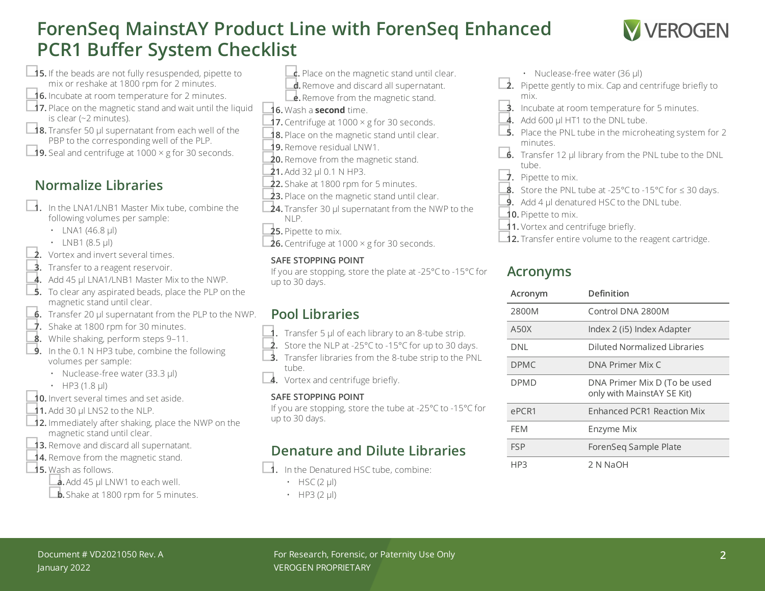# ForenSeq MainstAY Product Line with ForenSeq Enhanced PCR1 Buffer System Checklist

- [ ] 15. If the beads are not fully resuspended, pipette to mix or reshake at 1800 rpm for 2 minutes.
- [ ] 16. Incubate at room temperature for 2 minutes.
- [ ] 17. Place on the magnetic stand and wait until the liquid is clear (~2 minutes).
- [ ] 18. Transfer 50 µl supernatant from each well of the PBP to the corresponding well of the PLP.
- [ ] 19. Seal and centrifuge at 1000 × g for 30 seconds.

## Normalize Libraries

- [ ] 1. In the LNA1/LNB1 Master Mix tube, combine the following volumes per sample:
  - LNA1 (46.8 µl)
  - LNB1 (8.5 µl)
- [ ] 2. Vortex and invert several times.
- [ ] 3. Transfer to a reagent reservoir.
- [ ] 4. Add 45 µl LNA1/LNB1 Master Mix to the NWP.
- [ ] 5. To clear any aspirated beads, place the PLP on the magnetic stand until clear.
- [ ] 6. Transfer 20 µl supernatant from the PLP to the NWP.
- [ ] 7. Shake at 1800 rpm for 30 minutes.
- [ ] 8. While shaking, perform steps 9–11.
- [ ] 9. In the 0.1 N HP3 tube, combine the following volumes per sample:
  - Nuclease-free water (33.3 µl)
  - HP3 (1.8 µl)
- [ ] 10. Invert several times and set aside.
- [ ] 11. Add 30 µl LNS2 to the NLP.
- [ ] 12. Immediately after shaking, place the NWP on the magnetic stand until clear.
- [ ] 13. Remove and discard all supernatant.
- [ ] 14. Remove from the magnetic stand.
- [ ] 15. Wash as follows.
  - [ ] a. Add 45 µl LNW1 to each well.
  - [ ] b. Shake at 1800 rpm for 5 minutes.
  - [ ] c. Place on the magnetic stand until clear.
  - [ ] d. Remove and discard all supernatant.
  - [ ] e. Remove from the magnetic stand.
- [ ] 16. Wash a **second** time.
- [ ] 17. Centrifuge at 1000 × g for 30 seconds.
- [ ] 18. Place on the magnetic stand until clear.
- [ ] 19. Remove residual LNW1.
- [ ] 20. Remove from the magnetic stand.
- [ ] 21. Add 32 µl 0.1 N HP3.
- [ ] 22. Shake at 1800 rpm for 5 minutes.
- [ ] 23. Place on the magnetic stand until clear.
- [ ] 24. Transfer 30 µl supernatant from the NWP to the NLP.
- [ ] 25. Pipette to mix.
- [ ] 26. Centrifuge at 1000 × g for 30 seconds.

**SAFE STOPPING POINT**

If you are stopping, store the plate at -25°C to -15°C for up to 30 days.

## Pool Libraries

- [ ] 1. Transfer 5 µl of each library to an 8-tube strip.
- [ ] 2. Store the NLP at -25°C to -15°C for up to 30 days.
- [ ] 3. Transfer libraries from the 8-tube strip to the PNL tube.
- [ ] 4. Vortex and centrifuge briefly.

**SAFE STOPPING POINT**

If you are stopping, store the tube at -25°C to -15°C for up to 30 days.

## Denature and Dilute Libraries

- [ ] 1. In the Denatured HSC tube, combine:
  - HSC (2 µl)
  - HP3 (2 µl)
  - Nuclease-free water (36 µl)
- [ ] 2. Pipette gently to mix. Cap and centrifuge briefly to mix.
- [ ] 3. Incubate at room temperature for 5 minutes.
- [ ] 4. Add 600 µl HT1 to the DNL tube.
- [ ] 5. Place the PNL tube in the microheating system for 2 minutes.
- [ ] 6. Transfer 12 µl library from the PNL tube to the DNL tube.
- [ ] 7. Pipette to mix.
- [ ] 8. Store the PNL tube at -25°C to -15°C for ≤ 30 days.
- [ ] 9. Add 4 µl denatured HSC to the DNL tube.
- [ ] 10. Pipette to mix.
- [ ] 11. Vortex and centrifuge briefly.
- [ ] 12. Transfer entire volume to the reagent cartridge.

## Acronyms

| Acronym | Definition |
|---|---|
| 2800M | Control DNA 2800M |
| A50X | Index 2 (i5) Index Adapter |
| DNL | Diluted Normalized Libraries |
| DPMC | DNA Primer Mix C |
| DPMD | DNA Primer Mix D (To be used only with MainstAY SE Kit) |
| ePCR1 | Enhanced PCR1 Reaction Mix |
| FEM | Enzyme Mix |
| FSP | ForenSeq Sample Plate |
| HP3 | 2 N NaOH |

Document # VD2021050 Rev. A
January 2022

For Research, Forensic, or Paternity Use Only
VEROGEN PROPRIETARY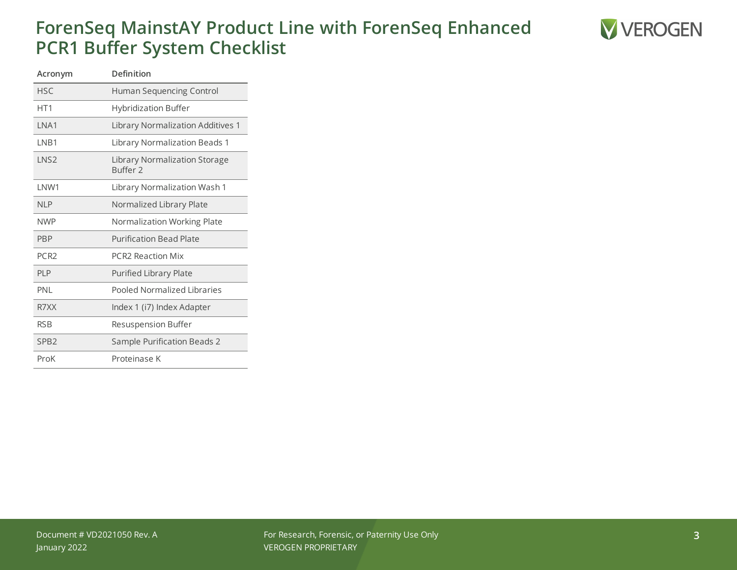# ForenSeq MainstAY Product Line with ForenSeq Enhanced PCR1 Buffer System Checklist

| Acronym | Definition |
|---|---|
| HSC | Human Sequencing Control |
| HT1 | Hybridization Buffer |
| LNA1 | Library Normalization Additives 1 |
| LNB1 | Library Normalization Beads 1 |
| LNS2 | Library Normalization Storage Buffer 2 |
| LNW1 | Library Normalization Wash 1 |
| NLP | Normalized Library Plate |
| NWP | Normalization Working Plate |
| PBP | Purification Bead Plate |
| PCR2 | PCR2 Reaction Mix |
| PLP | Purified Library Plate |
| PNL | Pooled Normalized Libraries |
| R7XX | Index 1 (i7) Index Adapter |
| RSB | Resuspension Buffer |
| SPB2 | Sample Purification Beads 2 |
| ProK | Proteinase K |

Document # VD2021050 Rev. A
January 2022

For Research, Forensic, or Paternity Use Only
VEROGEN PROPRIETARY